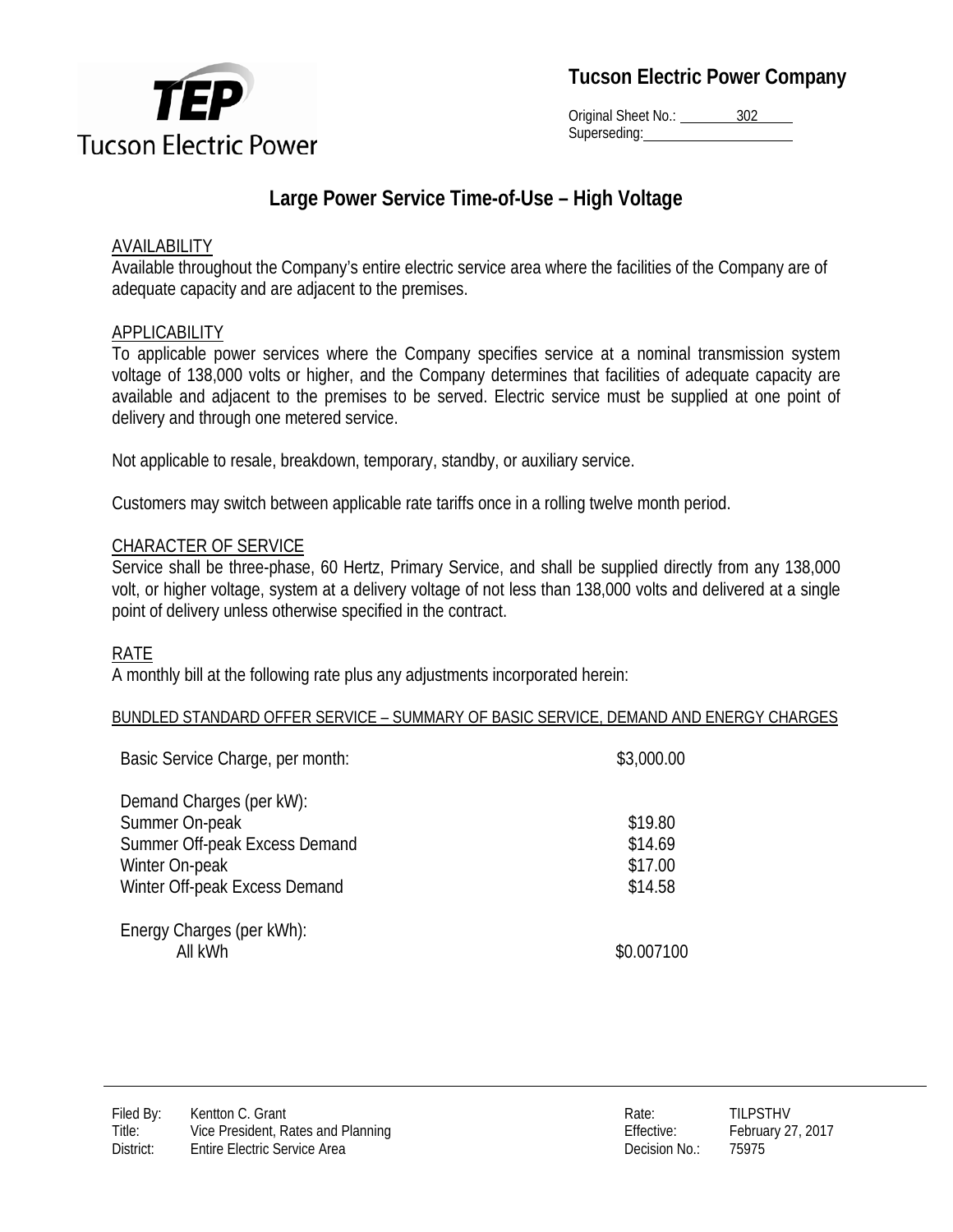# Tucson Electric Power Company

Original Sheet No.: 302
Superseding:

## Large Power Service Time-of-Use – High Voltage

AVAILABILITY

Available throughout the Company's entire electric service area where the facilities of the Company are of adequate capacity and are adjacent to the premises.

APPLICABILITY

To applicable power services where the Company specifies service at a nominal transmission system voltage of 138,000 volts or higher, and the Company determines that facilities of adequate capacity are available and adjacent to the premises to be served. Electric service must be supplied at one point of delivery and through one metered service.

Not applicable to resale, breakdown, temporary, standby, or auxiliary service.

Customers may switch between applicable rate tariffs once in a rolling twelve month period.

CHARACTER OF SERVICE

Service shall be three-phase, 60 Hertz, Primary Service, and shall be supplied directly from any 138,000 volt, or higher voltage, system at a delivery voltage of not less than 138,000 volts and delivered at a single point of delivery unless otherwise specified in the contract.

RATE

A monthly bill at the following rate plus any adjustments incorporated herein:

BUNDLED STANDARD OFFER SERVICE – SUMMARY OF BASIC SERVICE, DEMAND AND ENERGY CHARGES

| | |
|---|---|
| Basic Service Charge, per month: | $3,000.00 |
| Demand Charges (per kW): | |
| Summer On-peak | $19.80 |
| Summer Off-peak Excess Demand | $14.69 |
| Winter On-peak | $17.00 |
| Winter Off-peak Excess Demand | $14.58 |
| Energy Charges (per kWh): | |
| All kWh | $0.007100 |

Filed By: Kentton C. Grant
Title: Vice President, Rates and Planning
District: Entire Electric Service Area

Rate: TILPSTHV
Effective: February 27, 2017
Decision No.: 75975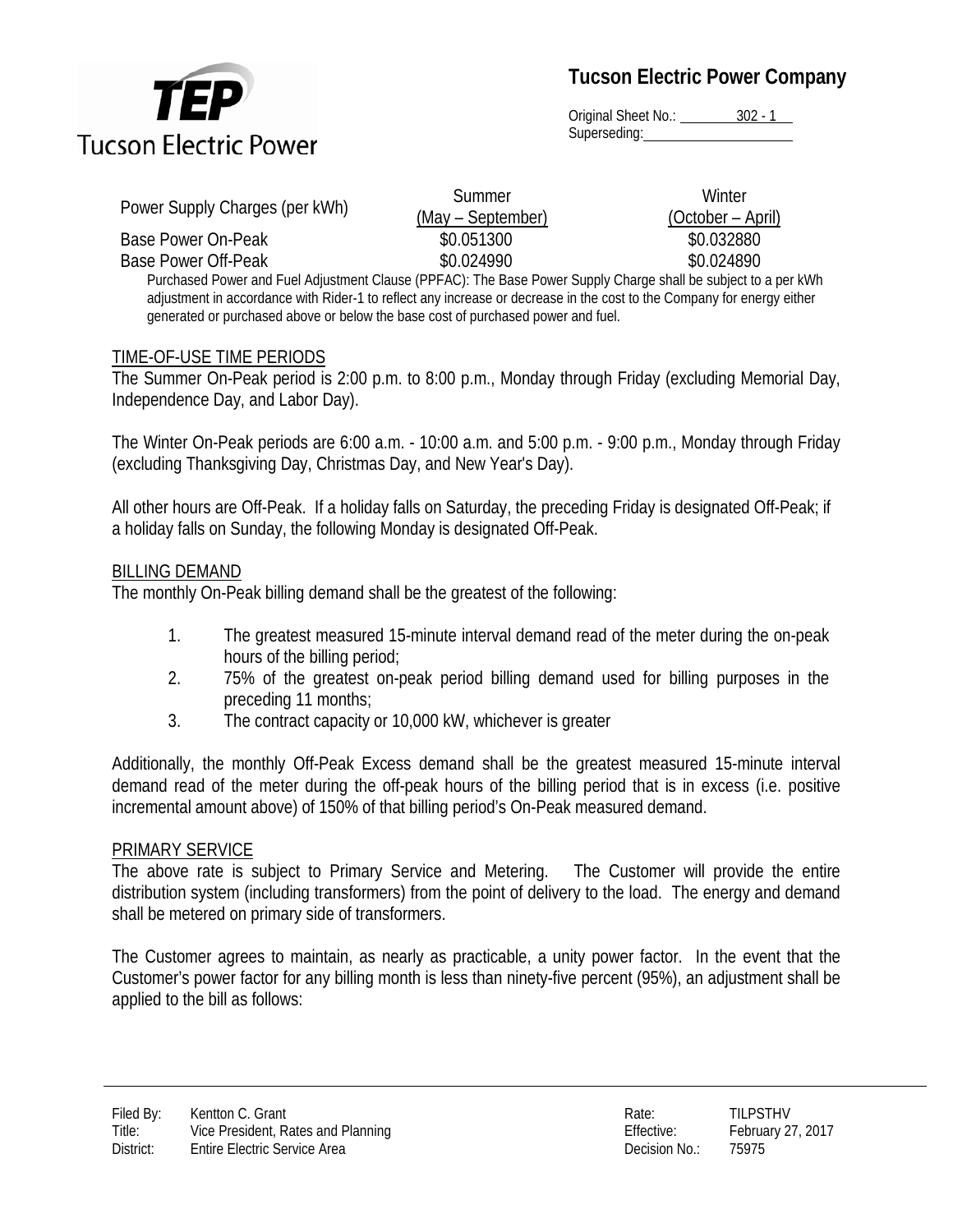| Power Supply Charges (per kWh) | Summer (May – September) | Winter (October – April) |
|---|---|---|
| Base Power On-Peak | \$0.051300 | \$0.032880 |
| Base Power Off-Peak | \$0.024990 | \$0.024890 |

Purchased Power and Fuel Adjustment Clause (PPFAC): The Base Power Supply Charge shall be subject to a per kWh adjustment in accordance with Rider-1 to reflect any increase or decrease in the cost to the Company for energy either generated or purchased above or below the base cost of purchased power and fuel.

## TIME-OF-USE TIME PERIODS

The Summer On-Peak period is 2:00 p.m. to 8:00 p.m., Monday through Friday (excluding Memorial Day, Independence Day, and Labor Day).

The Winter On-Peak periods are 6:00 a.m. - 10:00 a.m. and 5:00 p.m. - 9:00 p.m., Monday through Friday (excluding Thanksgiving Day, Christmas Day, and New Year's Day).

All other hours are Off-Peak. If a holiday falls on Saturday, the preceding Friday is designated Off-Peak; if a holiday falls on Sunday, the following Monday is designated Off-Peak.

## BILLING DEMAND

The monthly On-Peak billing demand shall be the greatest of the following:

1. The greatest measured 15-minute interval demand read of the meter during the on-peak hours of the billing period;
2. 75% of the greatest on-peak period billing demand used for billing purposes in the preceding 11 months;
3. The contract capacity or 10,000 kW, whichever is greater

Additionally, the monthly Off-Peak Excess demand shall be the greatest measured 15-minute interval demand read of the meter during the off-peak hours of the billing period that is in excess (i.e. positive incremental amount above) of 150% of that billing period's On-Peak measured demand.

## PRIMARY SERVICE

The above rate is subject to Primary Service and Metering. The Customer will provide the entire distribution system (including transformers) from the point of delivery to the load. The energy and demand shall be metered on primary side of transformers.

The Customer agrees to maintain, as nearly as practicable, a unity power factor. In the event that the Customer's power factor for any billing month is less than ninety-five percent (95%), an adjustment shall be applied to the bill as follows: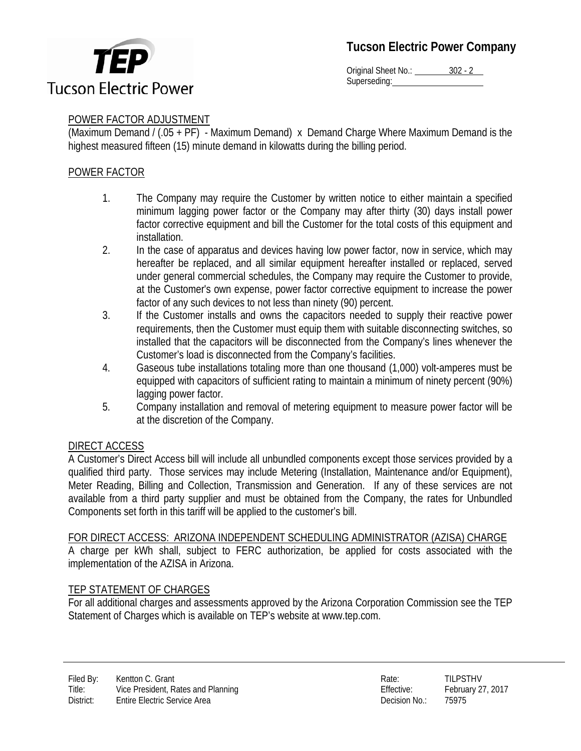Tucson Electric Power Company

Original Sheet No.: 302 - 2
Superseding:

## POWER FACTOR ADJUSTMENT

(Maximum Demand / (.05 + PF) - Maximum Demand) x Demand Charge Where Maximum Demand is the highest measured fifteen (15) minute demand in kilowatts during the billing period.

## POWER FACTOR

1. The Company may require the Customer by written notice to either maintain a specified minimum lagging power factor or the Company may after thirty (30) days install power factor corrective equipment and bill the Customer for the total costs of this equipment and installation.
2. In the case of apparatus and devices having low power factor, now in service, which may hereafter be replaced, and all similar equipment hereafter installed or replaced, served under general commercial schedules, the Company may require the Customer to provide, at the Customer's own expense, power factor corrective equipment to increase the power factor of any such devices to not less than ninety (90) percent.
3. If the Customer installs and owns the capacitors needed to supply their reactive power requirements, then the Customer must equip them with suitable disconnecting switches, so installed that the capacitors will be disconnected from the Company's lines whenever the Customer's load is disconnected from the Company's facilities.
4. Gaseous tube installations totaling more than one thousand (1,000) volt-amperes must be equipped with capacitors of sufficient rating to maintain a minimum of ninety percent (90%) lagging power factor.
5. Company installation and removal of metering equipment to measure power factor will be at the discretion of the Company.

## DIRECT ACCESS

A Customer's Direct Access bill will include all unbundled components except those services provided by a qualified third party. Those services may include Metering (Installation, Maintenance and/or Equipment), Meter Reading, Billing and Collection, Transmission and Generation. If any of these services are not available from a third party supplier and must be obtained from the Company, the rates for Unbundled Components set forth in this tariff will be applied to the customer's bill.

## FOR DIRECT ACCESS: ARIZONA INDEPENDENT SCHEDULING ADMINISTRATOR (AZISA) CHARGE

A charge per kWh shall, subject to FERC authorization, be applied for costs associated with the implementation of the AZISA in Arizona.

## TEP STATEMENT OF CHARGES

For all additional charges and assessments approved by the Arizona Corporation Commission see the TEP Statement of Charges which is available on TEP's website at www.tep.com.

| | | | |
|---|---|---|---|
| Filed By: | Kentton C. Grant | Rate: | TILPSTHV |
| Title: | Vice President, Rates and Planning | Effective: | February 27, 2017 |
| District: | Entire Electric Service Area | Decision No.: | 75975 |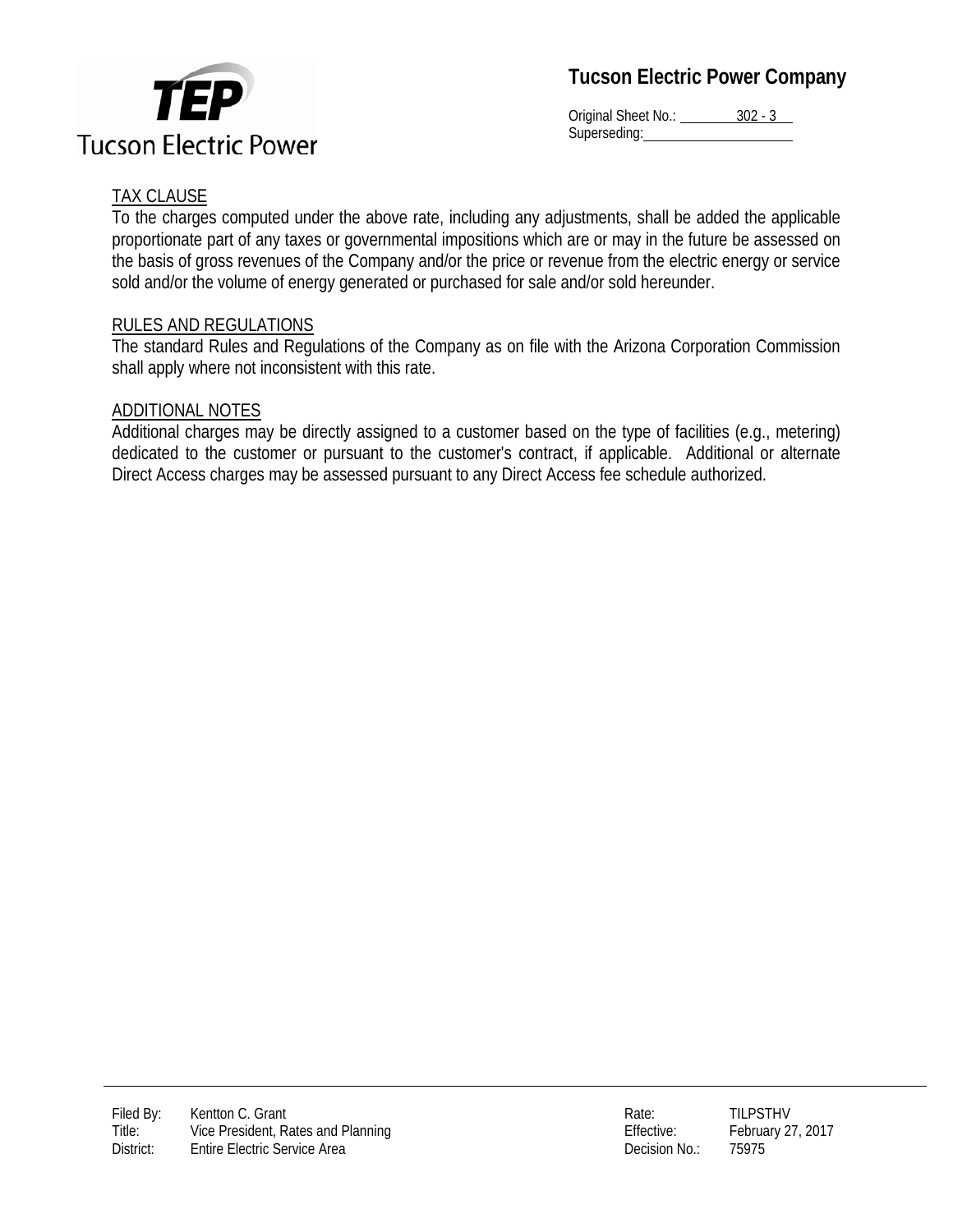## TAX CLAUSE

To the charges computed under the above rate, including any adjustments, shall be added the applicable proportionate part of any taxes or governmental impositions which are or may in the future be assessed on the basis of gross revenues of the Company and/or the price or revenue from the electric energy or service sold and/or the volume of energy generated or purchased for sale and/or sold hereunder.

## RULES AND REGULATIONS

The standard Rules and Regulations of the Company as on file with the Arizona Corporation Commission shall apply where not inconsistent with this rate.

## ADDITIONAL NOTES

Additional charges may be directly assigned to a customer based on the type of facilities (e.g., metering) dedicated to the customer or pursuant to the customer's contract, if applicable. Additional or alternate Direct Access charges may be assessed pursuant to any Direct Access fee schedule authorized.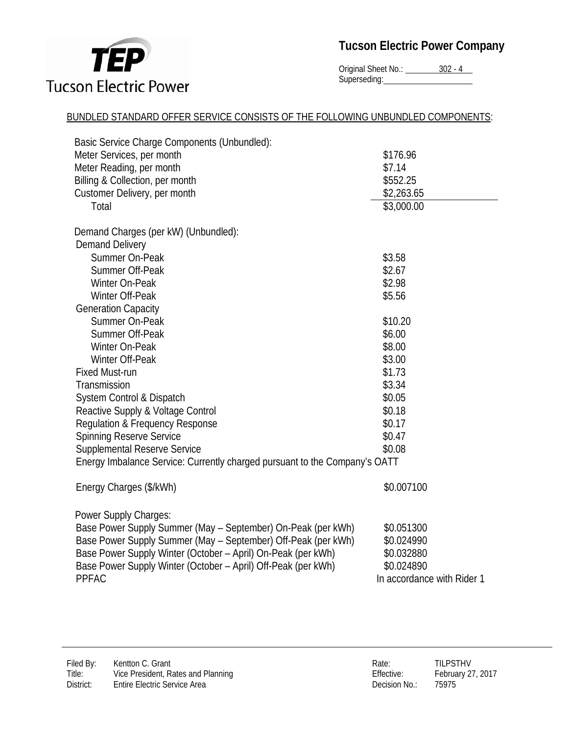**Tucson Electric Power Company**

Original Sheet No.: 302 - 4
Superseding:

BUNDLED STANDARD OFFER SERVICE CONSISTS OF THE FOLLOWING UNBUNDLED COMPONENTS:

| | |
|---|---|
| Basic Service Charge Components (Unbundled): | |
| Meter Services, per month | \$176.96 |
| Meter Reading, per month | \$7.14 |
| Billing & Collection, per month | \$552.25 |
| Customer Delivery, per month | \$2,263.65 |
| Total | \$3,000.00 |
| | |
| Demand Charges (per kW) (Unbundled): | |
| Demand Delivery | |
| Summer On-Peak | \$3.58 |
| Summer Off-Peak | \$2.67 |
| Winter On-Peak | \$2.98 |
| Winter Off-Peak | \$5.56 |
| Generation Capacity | |
| Summer On-Peak | \$10.20 |
| Summer Off-Peak | \$6.00 |
| Winter On-Peak | \$8.00 |
| Winter Off-Peak | \$3.00 |
| Fixed Must-run | \$1.73 |
| Transmission | \$3.34 |
| System Control & Dispatch | \$0.05 |
| Reactive Supply & Voltage Control | \$0.18 |
| Regulation & Frequency Response | \$0.17 |
| Spinning Reserve Service | \$0.47 |
| Supplemental Reserve Service | \$0.08 |
| Energy Imbalance Service: Currently charged pursuant to the Company's OATT | |
| | |
| Energy Charges (\$/kWh) | \$0.007100 |
| | |
| Power Supply Charges: | |
| Base Power Supply Summer (May – September) On-Peak (per kWh) | \$0.051300 |
| Base Power Supply Summer (May – September) Off-Peak (per kWh) | \$0.024990 |
| Base Power Supply Winter (October – April) On-Peak (per kWh) | \$0.032880 |
| Base Power Supply Winter (October – April) Off-Peak (per kWh) | \$0.024890 |
| PPFAC | In accordance with Rider 1 |

Filed By: Kentton C. Grant
Title: Vice President, Rates and Planning
District: Entire Electric Service Area

Rate: TILPSTHV
Effective: February 27, 2017
Decision No.: 75975